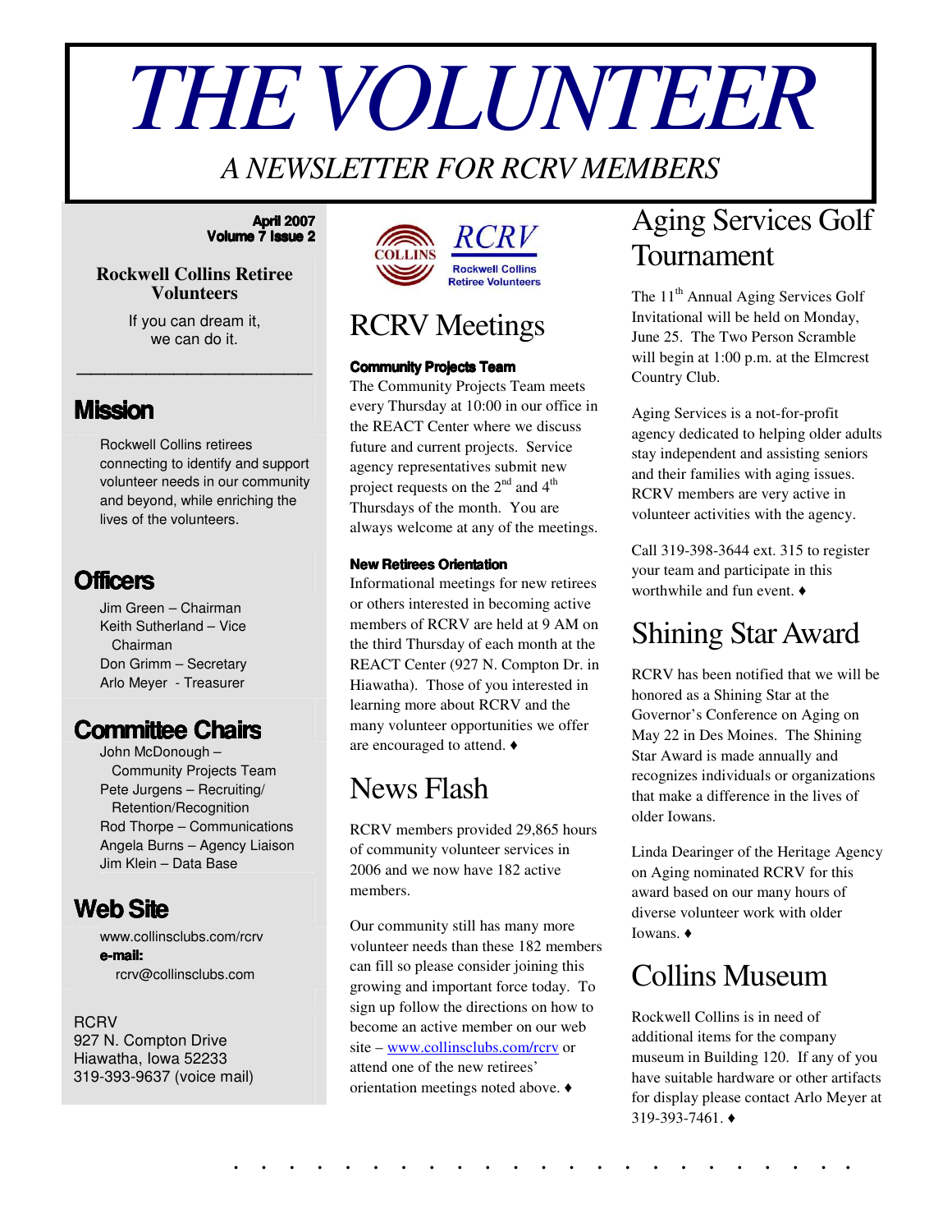# THE VOLUNTEER

*A NEWSLETTER FOR RCRV MEMBERS*

**April 2007**
**Volume 7 Issue 2**

**Rockwell Collins Retiree Volunteers**

If you can dream it,
we can do it.

## Mission

Rockwell Collins retirees connecting to identify and support volunteer needs in our community and beyond, while enriching the lives of the volunteers.

## Officers

Jim Green – Chairman
Keith Sutherland – Vice Chairman
Don Grimm – Secretary
Arlo Meyer - Treasurer

## Committee Chairs

John McDonough – Community Projects Team
Pete Jurgens – Recruiting/ Retention/Recognition
Rod Thorpe – Communications
Angela Burns – Agency Liaison
Jim Klein – Data Base

## Web Site

www.collinsclubs.com/rcrv
**e-mail:**
rcrv@collinsclubs.com

RCRV
927 N. Compton Drive
Hiawatha, Iowa 52233
319-393-9637 (voice mail)

RCRV
Rockwell Collins Retiree Volunteers

# RCRV Meetings

**Community Projects Team**

The Community Projects Team meets every Thursday at 10:00 in our office in the REACT Center where we discuss future and current projects. Service agency representatives submit new project requests on the 2nd and 4th Thursdays of the month. You are always welcome at any of the meetings.

**New Retirees Orientation**

Informational meetings for new retirees or others interested in becoming active members of RCRV are held at 9 AM on the third Thursday of each month at the REACT Center (927 N. Compton Dr. in Hiawatha). Those of you interested in learning more about RCRV and the many volunteer opportunities we offer are encouraged to attend. ♦

# News Flash

RCRV members provided 29,865 hours of community volunteer services in 2006 and we now have 182 active members.

Our community still has many more volunteer needs than these 182 members can fill so please consider joining this growing and important force today. To sign up follow the directions on how to become an active member on our web site – www.collinsclubs.com/rcrv or attend one of the new retirees' orientation meetings noted above. ♦

# Aging Services Golf Tournament

The 11th Annual Aging Services Golf Invitational will be held on Monday, June 25. The Two Person Scramble will begin at 1:00 p.m. at the Elmcrest Country Club.

Aging Services is a not-for-profit agency dedicated to helping older adults stay independent and assisting seniors and their families with aging issues. RCRV members are very active in volunteer activities with the agency.

Call 319-398-3644 ext. 315 to register your team and participate in this worthwhile and fun event. ♦

# Shining Star Award

RCRV has been notified that we will be honored as a Shining Star at the Governor's Conference on Aging on May 22 in Des Moines. The Shining Star Award is made annually and recognizes individuals or organizations that make a difference in the lives of older Iowans.

Linda Dearinger of the Heritage Agency on Aging nominated RCRV for this award based on our many hours of diverse volunteer work with older Iowans. ♦

# Collins Museum

Rockwell Collins is in need of additional items for the company museum in Building 120. If any of you have suitable hardware or other artifacts for display please contact Arlo Meyer at 319-393-7461. ♦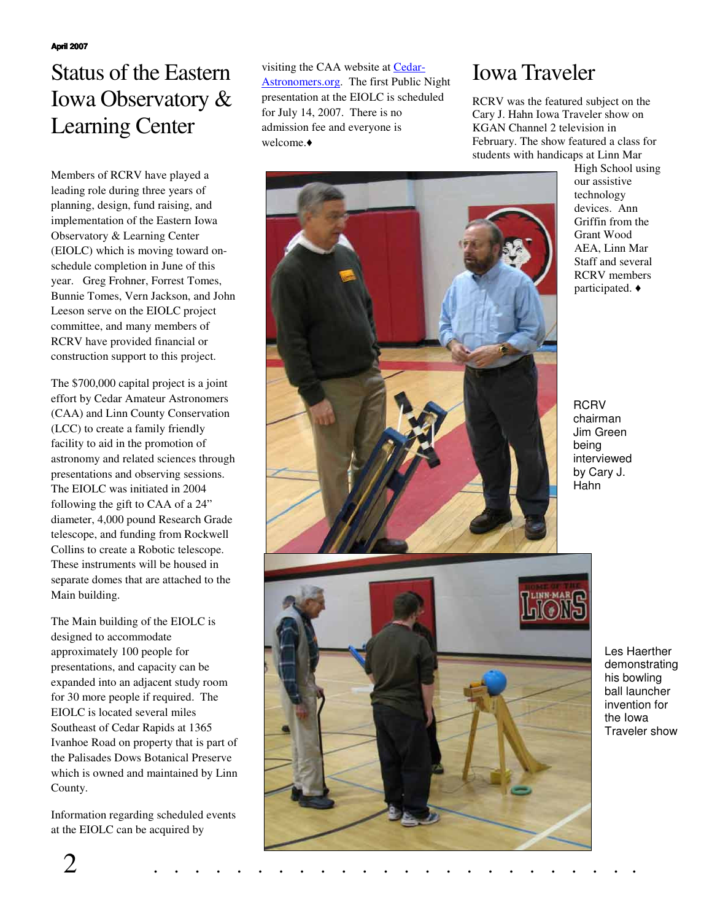## Status of the Eastern Iowa Observatory & Learning Center

Members of RCRV have played a leading role during three years of planning, design, fund raising, and implementation of the Eastern Iowa Observatory & Learning Center (EIOLC) which is moving toward on-schedule completion in June of this year. Greg Frohner, Forrest Tomes, Bunnie Tomes, Vern Jackson, and John Leeson serve on the EIOLC project committee, and many members of RCRV have provided financial or construction support to this project.

The $700,000 capital project is a joint effort by Cedar Amateur Astronomers (CAA) and Linn County Conservation (LCC) to create a family friendly facility to aid in the promotion of astronomy and related sciences through presentations and observing sessions. The EIOLC was initiated in 2004 following the gift to CAA of a 24" diameter, 4,000 pound Research Grade telescope, and funding from Rockwell Collins to create a Robotic telescope. These instruments will be housed in separate domes that are attached to the Main building.

The Main building of the EIOLC is designed to accommodate approximately 100 people for presentations, and capacity can be expanded into an adjacent study room for 30 more people if required. The EIOLC is located several miles Southeast of Cedar Rapids at 1365 Ivanhoe Road on property that is part of the Palisades Dows Botanical Preserve which is owned and maintained by Linn County.

Information regarding scheduled events at the EIOLC can be acquired by visiting the CAA website at [Cedar-Astronomers.org](http://Cedar-Astronomers.org). The first Public Night presentation at the EIOLC is scheduled for July 14, 2007. There is no admission fee and everyone is welcome.♦

## Iowa Traveler

RCRV was the featured subject on the Cary J. Hahn Iowa Traveler show on KGAN Channel 2 television in February. The show featured a class for students with handicaps at Linn Mar High School using our assistive technology devices. Ann Griffin from the Grant Wood AEA, Linn Mar Staff and several RCRV members participated. ♦

RCRV chairman Jim Green being interviewed by Cary J. Hahn

Les Haerther demonstrating his bowling ball launcher invention for the Iowa Traveler show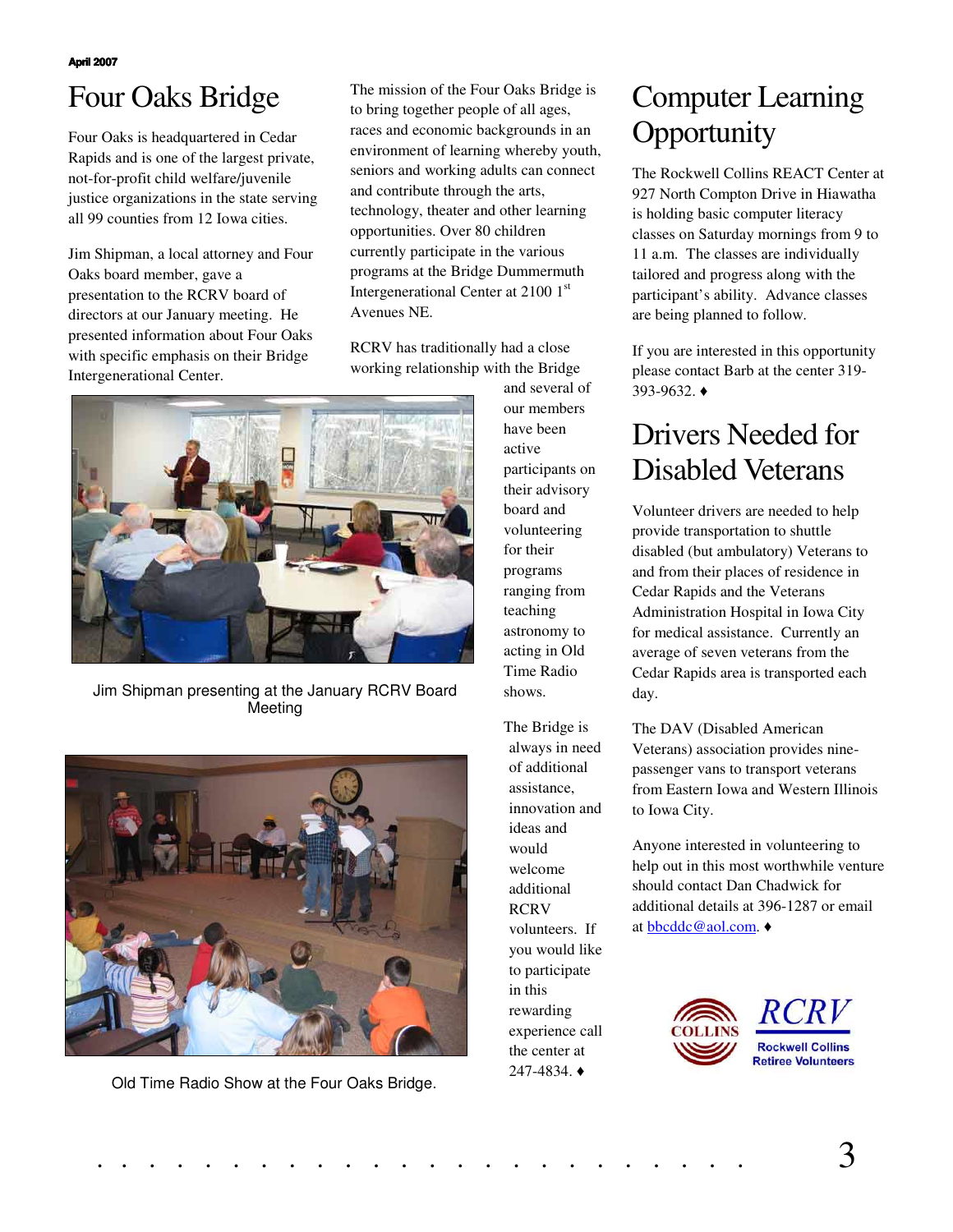# Four Oaks Bridge

Four Oaks is headquartered in Cedar Rapids and is one of the largest private, not-for-profit child welfare/juvenile justice organizations in the state serving all 99 counties from 12 Iowa cities.

Jim Shipman, a local attorney and Four Oaks board member, gave a presentation to the RCRV board of directors at our January meeting. He presented information about Four Oaks with specific emphasis on their Bridge Intergenerational Center.

The mission of the Four Oaks Bridge is to bring together people of all ages, races and economic backgrounds in an environment of learning whereby youth, seniors and working adults can connect and contribute through the arts, technology, theater and other learning opportunities. Over 80 children currently participate in the various programs at the Bridge Dummermuth Intergenerational Center at 2100 1st Avenues NE.

RCRV has traditionally had a close working relationship with the Bridge and several of our members have been active participants on their advisory board and volunteering for their programs ranging from teaching astronomy to acting in Old Time Radio shows.

Jim Shipman presenting at the January RCRV Board Meeting

The Bridge is always in need of additional assistance, innovation and ideas and would welcome additional RCRV volunteers. If you would like to participate in this rewarding experience call the center at 247-4834. ♦

Old Time Radio Show at the Four Oaks Bridge.

# Computer Learning Opportunity

The Rockwell Collins REACT Center at 927 North Compton Drive in Hiawatha is holding basic computer literacy classes on Saturday mornings from 9 to 11 a.m. The classes are individually tailored and progress along with the participant's ability. Advance classes are being planned to follow.

If you are interested in this opportunity please contact Barb at the center 319-393-9632. ♦

# Drivers Needed for Disabled Veterans

Volunteer drivers are needed to help provide transportation to shuttle disabled (but ambulatory) Veterans to and from their places of residence in Cedar Rapids and the Veterans Administration Hospital in Iowa City for medical assistance. Currently an average of seven veterans from the Cedar Rapids area is transported each day.

The DAV (Disabled American Veterans) association provides nine-passenger vans to transport veterans from Eastern Iowa and Western Illinois to Iowa City.

Anyone interested in volunteering to help out in this most worthwhile venture should contact Dan Chadwick for additional details at 396-1287 or email at bbcddc@aol.com. ♦

COLLINS RCRV Rockwell Collins Retiree Volunteers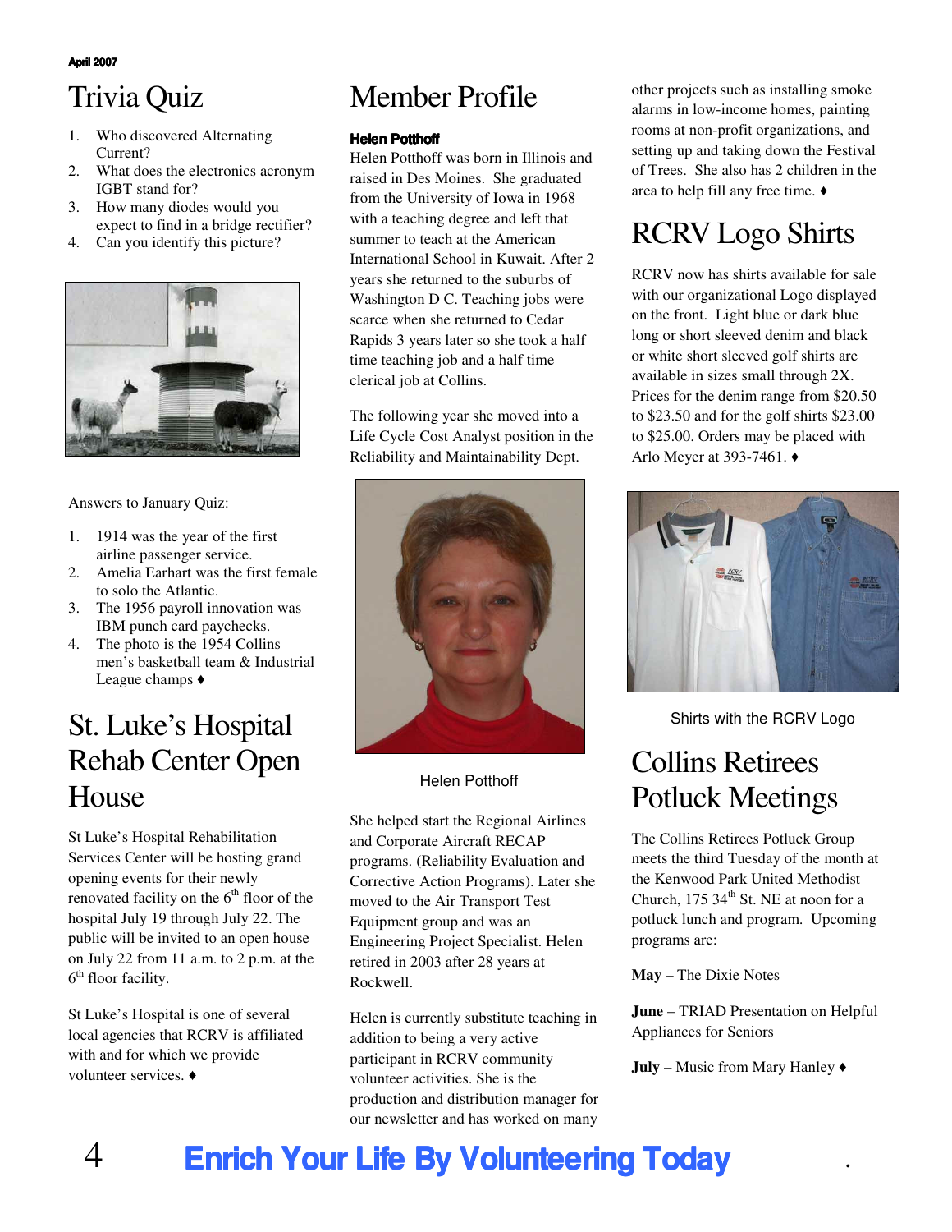# Trivia Quiz

1. Who discovered Alternating Current?
2. What does the electronics acronym IGBT stand for?
3. How many diodes would you expect to find in a bridge rectifier?
4. Can you identify this picture?

Answers to January Quiz:

1. 1914 was the year of the first airline passenger service.
2. Amelia Earhart was the first female to solo the Atlantic.
3. The 1956 payroll innovation was IBM punch card paychecks.
4. The photo is the 1954 Collins men's basketball team & Industrial League champs ♦

# St. Luke's Hospital Rehab Center Open House

St Luke's Hospital Rehabilitation Services Center will be hosting grand opening events for their newly renovated facility on the 6th floor of the hospital July 19 through July 22. The public will be invited to an open house on July 22 from 11 a.m. to 2 p.m. at the 6th floor facility.

St Luke's Hospital is one of several local agencies that RCRV is affiliated with and for which we provide volunteer services. ♦

# Member Profile

**Helen Potthoff**

Helen Potthoff was born in Illinois and raised in Des Moines. She graduated from the University of Iowa in 1968 with a teaching degree and left that summer to teach at the American International School in Kuwait. After 2 years she returned to the suburbs of Washington D C. Teaching jobs were scarce when she returned to Cedar Rapids 3 years later so she took a half time teaching job and a half time clerical job at Collins.

The following year she moved into a Life Cycle Cost Analyst position in the Reliability and Maintainability Dept.

Helen Potthoff

She helped start the Regional Airlines and Corporate Aircraft RECAP programs. (Reliability Evaluation and Corrective Action Programs). Later she moved to the Air Transport Test Equipment group and was an Engineering Project Specialist. Helen retired in 2003 after 28 years at Rockwell.

Helen is currently substitute teaching in addition to being a very active participant in RCRV community volunteer activities. She is the production and distribution manager for our newsletter and has worked on many other projects such as installing smoke alarms in low-income homes, painting rooms at non-profit organizations, and setting up and taking down the Festival of Trees. She also has 2 children in the area to help fill any free time. ♦

# RCRV Logo Shirts

RCRV now has shirts available for sale with our organizational Logo displayed on the front. Light blue or dark blue long or short sleeved denim and black or white short sleeved golf shirts are available in sizes small through 2X. Prices for the denim range from $20.50 to $23.50 and for the golf shirts $23.00 to $25.00. Orders may be placed with Arlo Meyer at 393-7461. ♦

Shirts with the RCRV Logo

# Collins Retirees Potluck Meetings

The Collins Retirees Potluck Group meets the third Tuesday of the month at the Kenwood Park United Methodist Church, 175 34th St. NE at noon for a potluck lunch and program. Upcoming programs are:

**May** – The Dixie Notes

**June** – TRIAD Presentation on Helpful Appliances for Seniors

**July** – Music from Mary Hanley ♦

**Enrich Your Life By Volunteering Today**